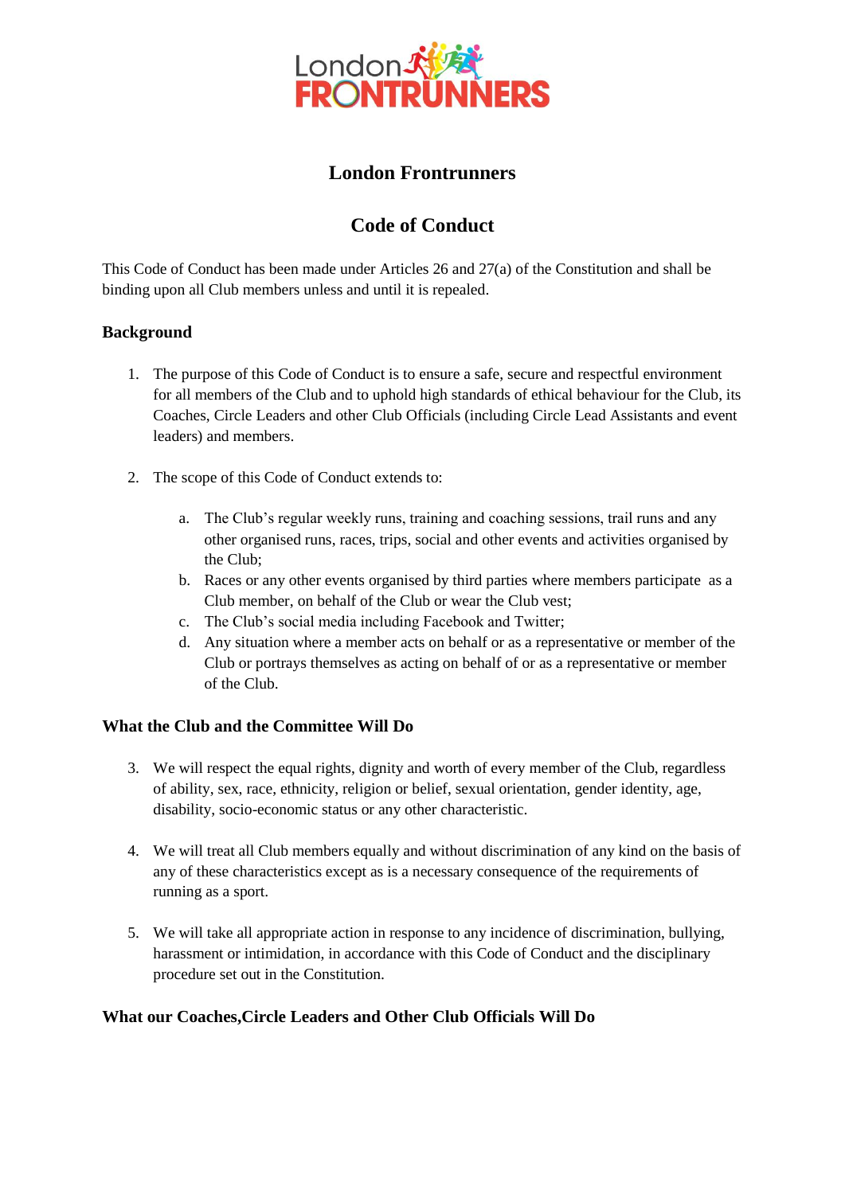# London Frontrunners

## Code of Conduct

This Code of Conduct has been made under Articles 26 and 27(a) of the Constitution and shall be binding upon all Club members unless and until it is repealed.

### Background

1. The purpose of this Code of Conduct is to ensure a safe, secure and respectful environment for all members of the Club and to uphold high standards of ethical behaviour for the Club, its Coaches, Circle Leaders and other Club Officials (including Circle Lead Assistants and event leaders) and members.

2. The scope of this Code of Conduct extends to:

   a. The Club's regular weekly runs, training and coaching sessions, trail runs and any other organised runs, races, trips, social and other events and activities organised by the Club;
   b. Races or any other events organised by third parties where members participate as a Club member, on behalf of the Club or wear the Club vest;
   c. The Club's social media including Facebook and Twitter;
   d. Any situation where a member acts on behalf or as a representative or member of the Club or portrays themselves as acting on behalf of or as a representative or member of the Club.

### What the Club and the Committee Will Do

3. We will respect the equal rights, dignity and worth of every member of the Club, regardless of ability, sex, race, ethnicity, religion or belief, sexual orientation, gender identity, age, disability, socio-economic status or any other characteristic.

4. We will treat all Club members equally and without discrimination of any kind on the basis of any of these characteristics except as is a necessary consequence of the requirements of running as a sport.

5. We will take all appropriate action in response to any incidence of discrimination, bullying, harassment or intimidation, in accordance with this Code of Conduct and the disciplinary procedure set out in the Constitution.

### What our Coaches,Circle Leaders and Other Club Officials Will Do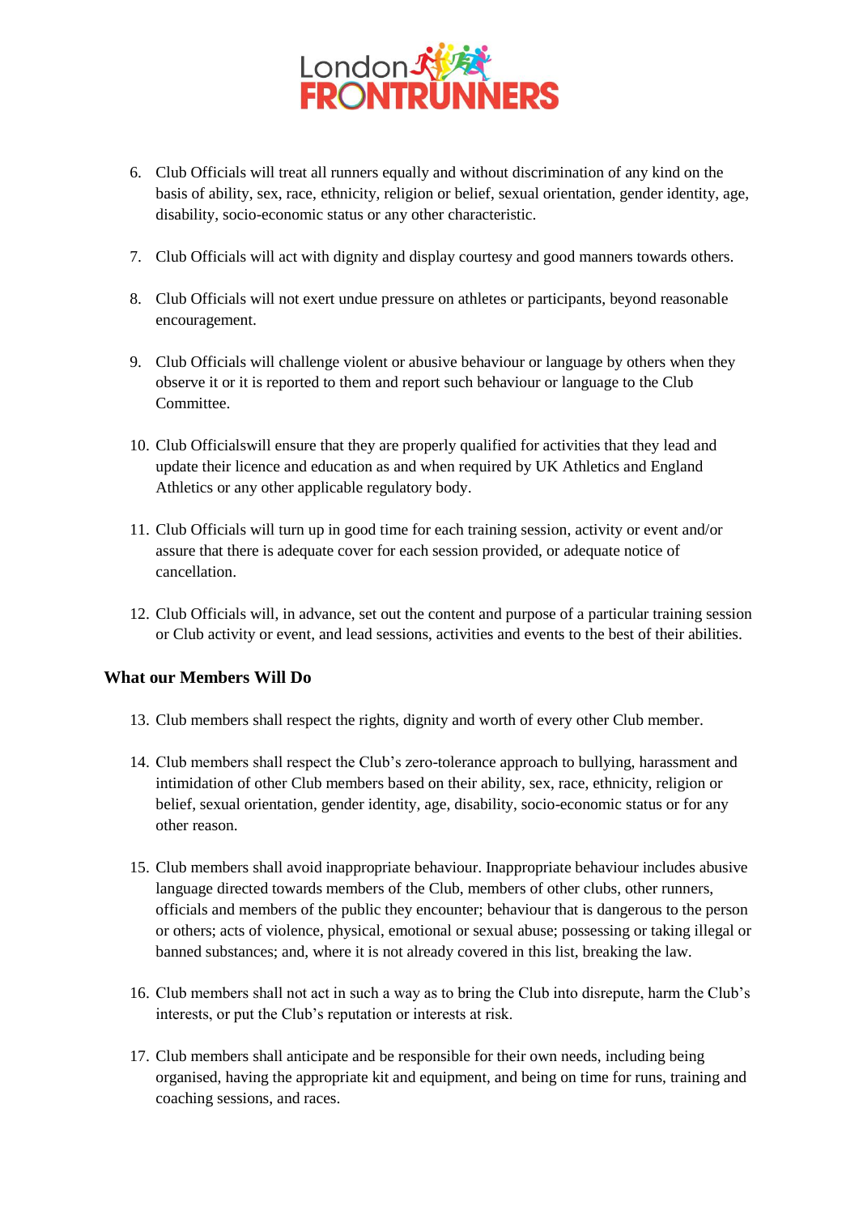6. Club Officials will treat all runners equally and without discrimination of any kind on the basis of ability, sex, race, ethnicity, religion or belief, sexual orientation, gender identity, age, disability, socio-economic status or any other characteristic.

7. Club Officials will act with dignity and display courtesy and good manners towards others.

8. Club Officials will not exert undue pressure on athletes or participants, beyond reasonable encouragement.

9. Club Officials will challenge violent or abusive behaviour or language by others when they observe it or it is reported to them and report such behaviour or language to the Club Committee.

10. Club Officialswill ensure that they are properly qualified for activities that they lead and update their licence and education as and when required by UK Athletics and England Athletics or any other applicable regulatory body.

11. Club Officials will turn up in good time for each training session, activity or event and/or assure that there is adequate cover for each session provided, or adequate notice of cancellation.

12. Club Officials will, in advance, set out the content and purpose of a particular training session or Club activity or event, and lead sessions, activities and events to the best of their abilities.

### What our Members Will Do

13. Club members shall respect the rights, dignity and worth of every other Club member.

14. Club members shall respect the Club's zero-tolerance approach to bullying, harassment and intimidation of other Club members based on their ability, sex, race, ethnicity, religion or belief, sexual orientation, gender identity, age, disability, socio-economic status or for any other reason.

15. Club members shall avoid inappropriate behaviour. Inappropriate behaviour includes abusive language directed towards members of the Club, members of other clubs, other runners, officials and members of the public they encounter; behaviour that is dangerous to the person or others; acts of violence, physical, emotional or sexual abuse; possessing or taking illegal or banned substances; and, where it is not already covered in this list, breaking the law.

16. Club members shall not act in such a way as to bring the Club into disrepute, harm the Club's interests, or put the Club's reputation or interests at risk.

17. Club members shall anticipate and be responsible for their own needs, including being organised, having the appropriate kit and equipment, and being on time for runs, training and coaching sessions, and races.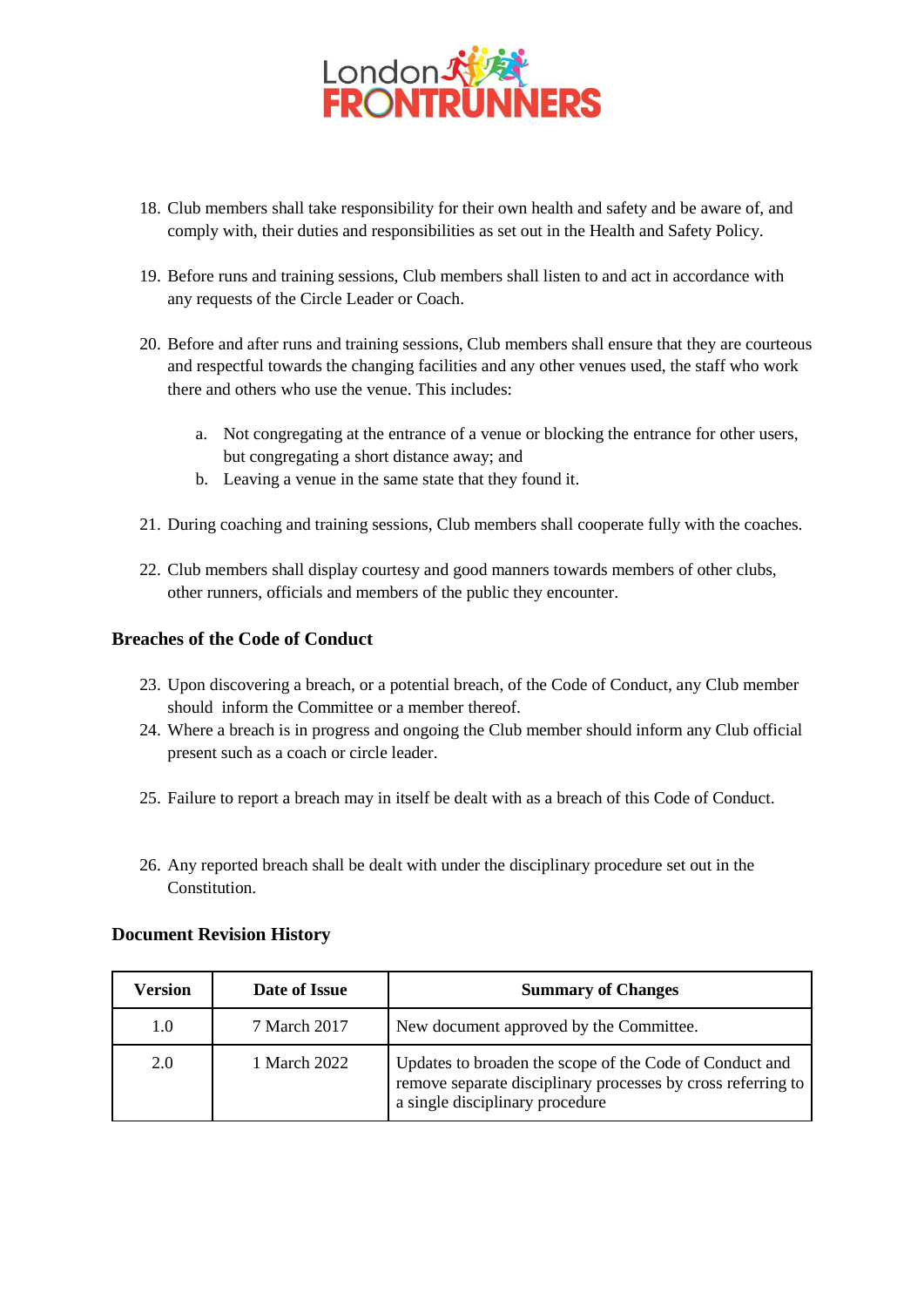18. Club members shall take responsibility for their own health and safety and be aware of, and comply with, their duties and responsibilities as set out in the Health and Safety Policy.

19. Before runs and training sessions, Club members shall listen to and act in accordance with any requests of the Circle Leader or Coach.

20. Before and after runs and training sessions, Club members shall ensure that they are courteous and respectful towards the changing facilities and any other venues used, the staff who work there and others who use the venue. This includes:

    a. Not congregating at the entrance of a venue or blocking the entrance for other users, but congregating a short distance away; and
    b. Leaving a venue in the same state that they found it.

21. During coaching and training sessions, Club members shall cooperate fully with the coaches.

22. Club members shall display courtesy and good manners towards members of other clubs, other runners, officials and members of the public they encounter.

### Breaches of the Code of Conduct

23. Upon discovering a breach, or a potential breach, of the Code of Conduct, any Club member should inform the Committee or a member thereof.
24. Where a breach is in progress and ongoing the Club member should inform any Club official present such as a coach or circle leader.

25. Failure to report a breach may in itself be dealt with as a breach of this Code of Conduct.

26. Any reported breach shall be dealt with under the disciplinary procedure set out in the Constitution.

### Document Revision History

| Version | Date of Issue | Summary of Changes |
|---|---|---|
| 1.0 | 7 March 2017 | New document approved by the Committee. |
| 2.0 | 1 March 2022 | Updates to broaden the scope of the Code of Conduct and remove separate disciplinary processes by cross referring to a single disciplinary procedure |